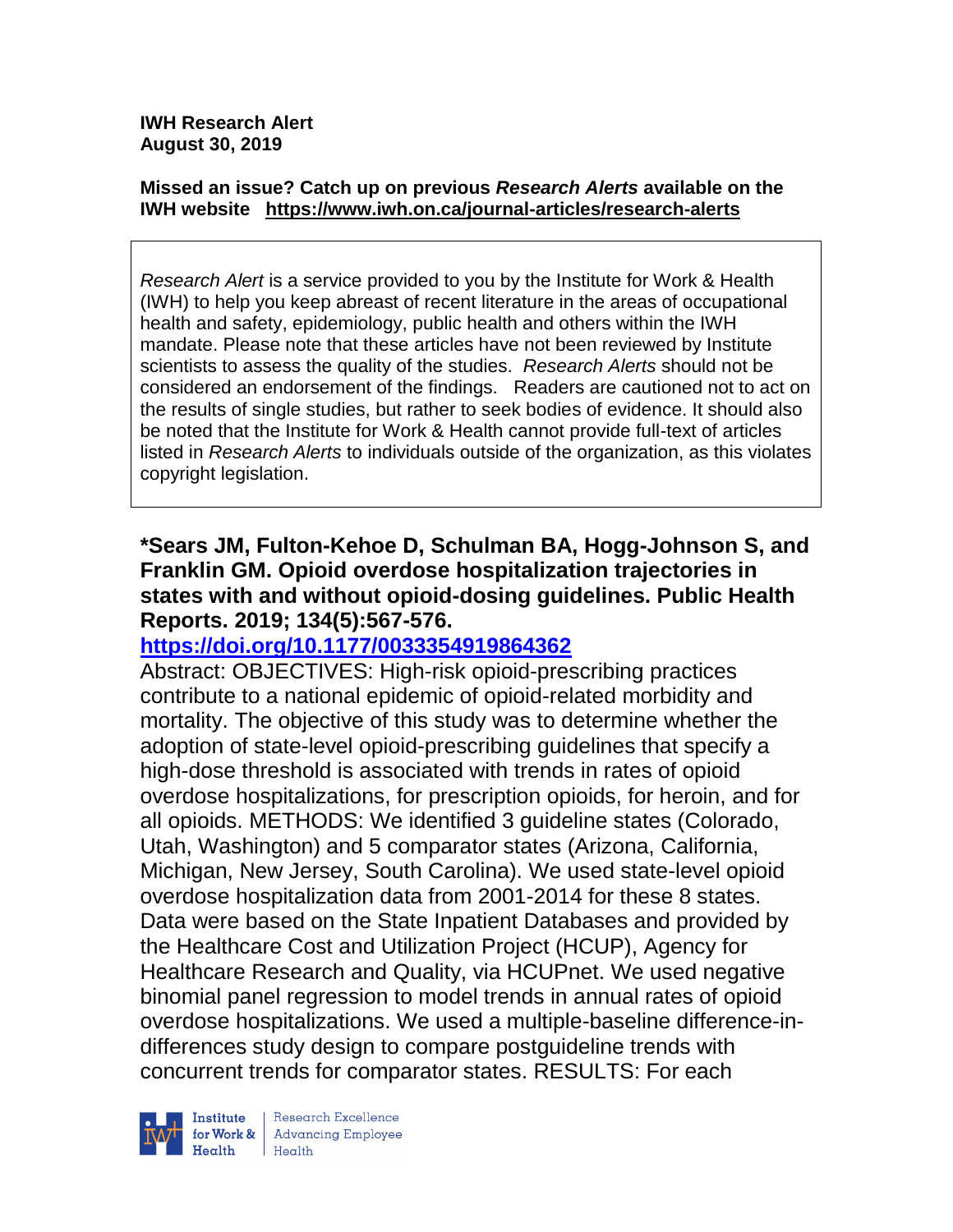**IWH Research Alert**
**August 30, 2019**

**Missed an issue? Catch up on previous *Research Alerts* available on the IWH website [https://www.iwh.on.ca/journal-articles/research-alerts](https://www.iwh.on.ca/journal-articles/research-alerts)**

*Research Alert* is a service provided to you by the Institute for Work & Health (IWH) to help you keep abreast of recent literature in the areas of occupational health and safety, epidemiology, public health and others within the IWH mandate. Please note that these articles have not been reviewed by Institute scientists to assess the quality of the studies. *Research Alerts* should not be considered an endorsement of the findings. Readers are cautioned not to act on the results of single studies, but rather to seek bodies of evidence. It should also be noted that the Institute for Work & Health cannot provide full-text of articles listed in *Research Alerts* to individuals outside of the organization, as this violates copyright legislation.

**\*Sears JM, Fulton-Kehoe D, Schulman BA, Hogg-Johnson S, and Franklin GM. Opioid overdose hospitalization trajectories in states with and without opioid-dosing guidelines. Public Health Reports. 2019; 134(5):567-576.**

**[https://doi.org/10.1177/0033354919864362](https://doi.org/10.1177/0033354919864362)**

Abstract: OBJECTIVES: High-risk opioid-prescribing practices contribute to a national epidemic of opioid-related morbidity and mortality. The objective of this study was to determine whether the adoption of state-level opioid-prescribing guidelines that specify a high-dose threshold is associated with trends in rates of opioid overdose hospitalizations, for prescription opioids, for heroin, and for all opioids. METHODS: We identified 3 guideline states (Colorado, Utah, Washington) and 5 comparator states (Arizona, California, Michigan, New Jersey, South Carolina). We used state-level opioid overdose hospitalization data from 2001-2014 for these 8 states. Data were based on the State Inpatient Databases and provided by the Healthcare Cost and Utilization Project (HCUP), Agency for Healthcare Research and Quality, via HCUPnet. We used negative binomial panel regression to model trends in annual rates of opioid overdose hospitalizations. We used a multiple-baseline difference-in-differences study design to compare postguideline trends with concurrent trends for comparator states. RESULTS: For each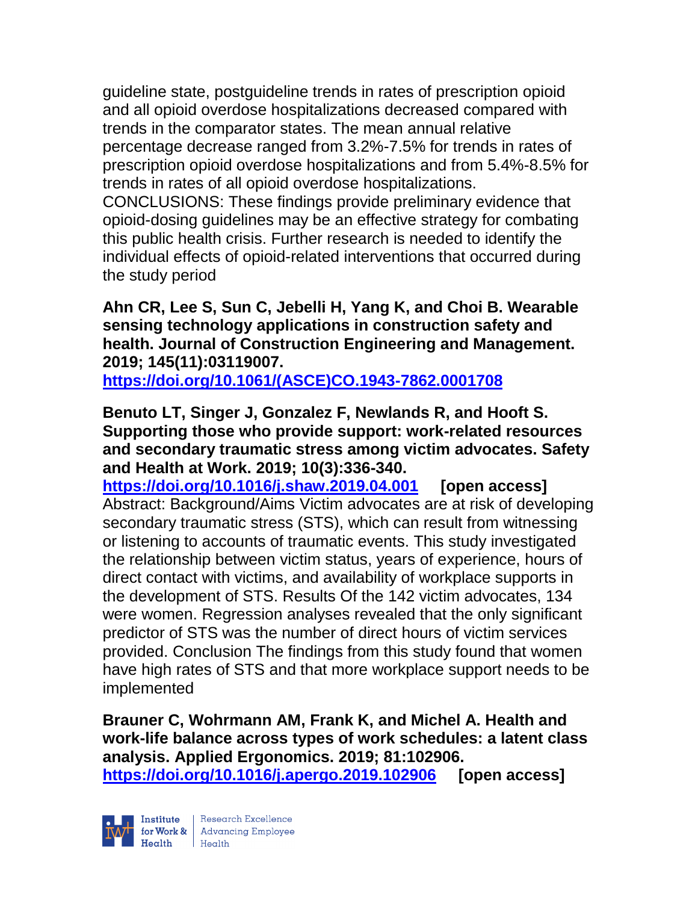guideline state, postguideline trends in rates of prescription opioid and all opioid overdose hospitalizations decreased compared with trends in the comparator states. The mean annual relative percentage decrease ranged from 3.2%-7.5% for trends in rates of prescription opioid overdose hospitalizations and from 5.4%-8.5% for trends in rates of all opioid overdose hospitalizations. CONCLUSIONS: These findings provide preliminary evidence that opioid-dosing guidelines may be an effective strategy for combating this public health crisis. Further research is needed to identify the individual effects of opioid-related interventions that occurred during the study period

**Ahn CR, Lee S, Sun C, Jebelli H, Yang K, and Choi B. Wearable sensing technology applications in construction safety and health. Journal of Construction Engineering and Management. 2019; 145(11):03119007.**
**https://doi.org/10.1061/(ASCE)CO.1943-7862.0001708**

**Benuto LT, Singer J, Gonzalez F, Newlands R, and Hooft S. Supporting those who provide support: work-related resources and secondary traumatic stress among victim advocates. Safety and Health at Work. 2019; 10(3):336-340.**
**https://doi.org/10.1016/j.shaw.2019.04.001** **[open access]**
Abstract: Background/Aims Victim advocates are at risk of developing secondary traumatic stress (STS), which can result from witnessing or listening to accounts of traumatic events. This study investigated the relationship between victim status, years of experience, hours of direct contact with victims, and availability of workplace supports in the development of STS. Results Of the 142 victim advocates, 134 were women. Regression analyses revealed that the only significant predictor of STS was the number of direct hours of victim services provided. Conclusion The findings from this study found that women have high rates of STS and that more workplace support needs to be implemented

**Brauner C, Wohrmann AM, Frank K, and Michel A. Health and work-life balance across types of work schedules: a latent class analysis. Applied Ergonomics. 2019; 81:102906.**
**https://doi.org/10.1016/j.apergo.2019.102906** **[open access]**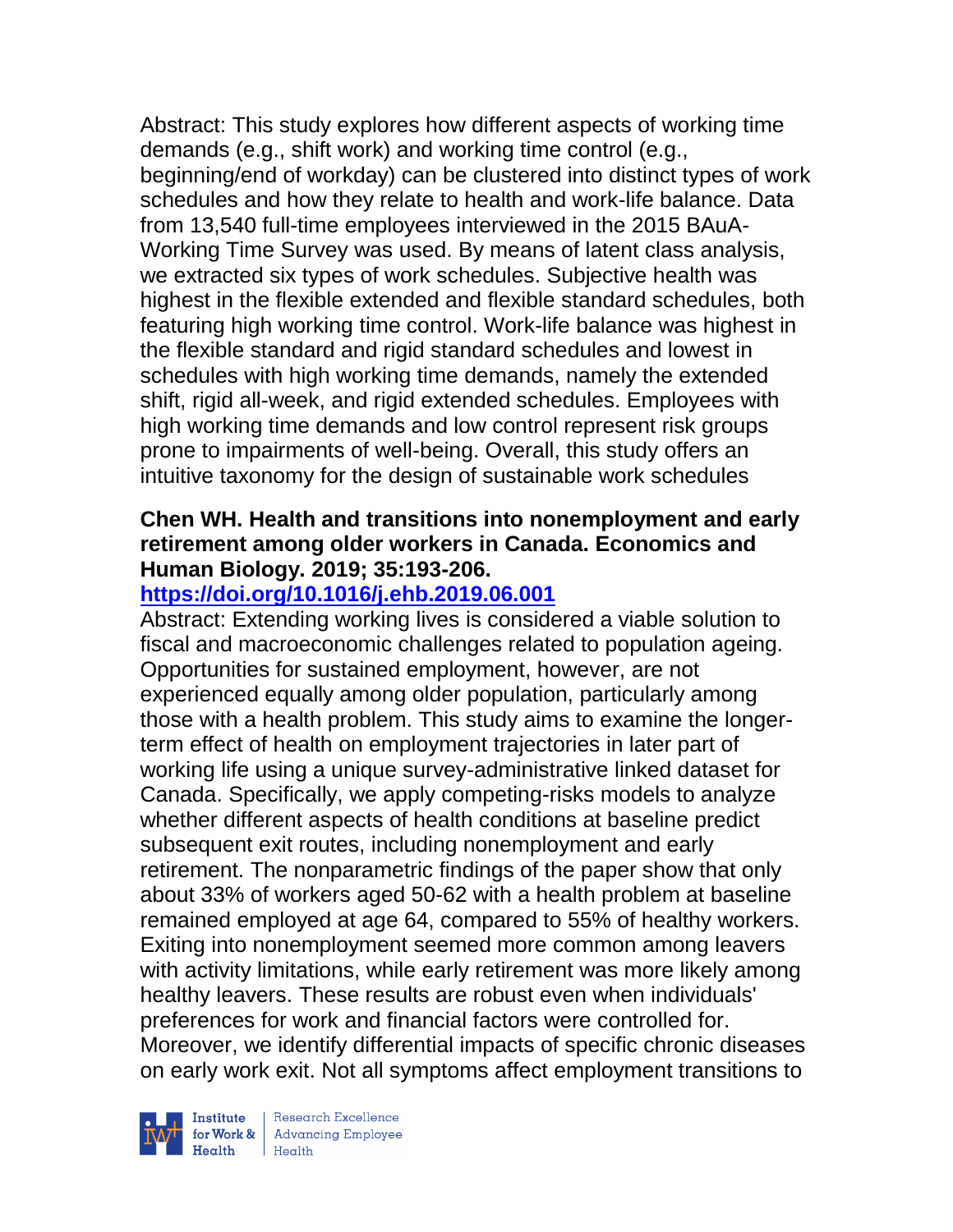Abstract: This study explores how different aspects of working time demands (e.g., shift work) and working time control (e.g., beginning/end of workday) can be clustered into distinct types of work schedules and how they relate to health and work-life balance. Data from 13,540 full-time employees interviewed in the 2015 BAuA-Working Time Survey was used. By means of latent class analysis, we extracted six types of work schedules. Subjective health was highest in the flexible extended and flexible standard schedules, both featuring high working time control. Work-life balance was highest in the flexible standard and rigid standard schedules and lowest in schedules with high working time demands, namely the extended shift, rigid all-week, and rigid extended schedules. Employees with high working time demands and low control represent risk groups prone to impairments of well-being. Overall, this study offers an intuitive taxonomy for the design of sustainable work schedules

**Chen WH. Health and transitions into nonemployment and early retirement among older workers in Canada. Economics and Human Biology. 2019; 35:193-206.**
**https://doi.org/10.1016/j.ehb.2019.06.001**

Abstract: Extending working lives is considered a viable solution to fiscal and macroeconomic challenges related to population ageing. Opportunities for sustained employment, however, are not experienced equally among older population, particularly among those with a health problem. This study aims to examine the longer-term effect of health on employment trajectories in later part of working life using a unique survey-administrative linked dataset for Canada. Specifically, we apply competing-risks models to analyze whether different aspects of health conditions at baseline predict subsequent exit routes, including nonemployment and early retirement. The nonparametric findings of the paper show that only about 33% of workers aged 50-62 with a health problem at baseline remained employed at age 64, compared to 55% of healthy workers. Exiting into nonemployment seemed more common among leavers with activity limitations, while early retirement was more likely among healthy leavers. These results are robust even when individuals' preferences for work and financial factors were controlled for. Moreover, we identify differential impacts of specific chronic diseases on early work exit. Not all symptoms affect employment transitions to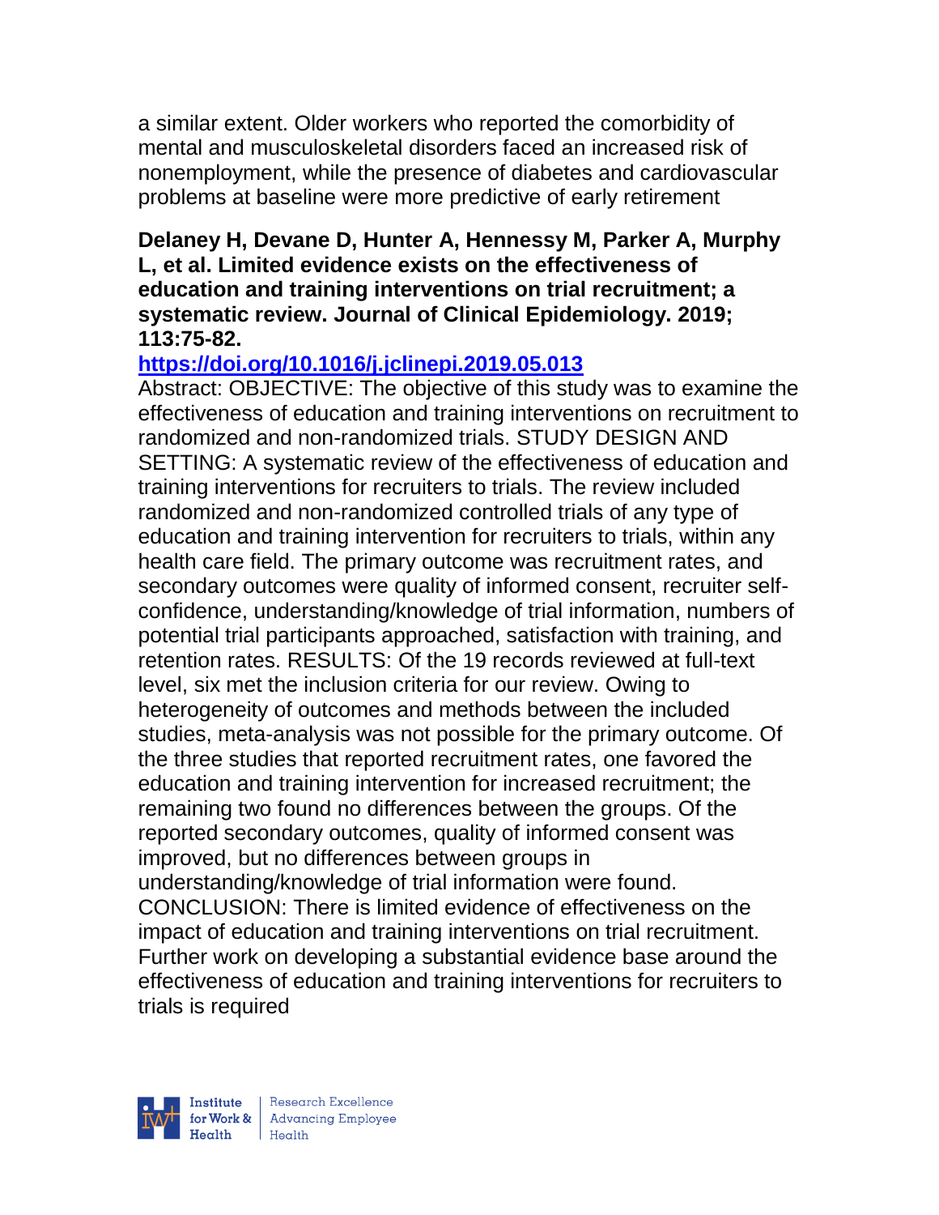a similar extent. Older workers who reported the comorbidity of mental and musculoskeletal disorders faced an increased risk of nonemployment, while the presence of diabetes and cardiovascular problems at baseline were more predictive of early retirement

**Delaney H, Devane D, Hunter A, Hennessy M, Parker A, Murphy L, et al. Limited evidence exists on the effectiveness of education and training interventions on trial recruitment; a systematic review. Journal of Clinical Epidemiology. 2019; 113:75-82.**

**https://doi.org/10.1016/j.jclinepi.2019.05.013**

Abstract: OBJECTIVE: The objective of this study was to examine the effectiveness of education and training interventions on recruitment to randomized and non-randomized trials. STUDY DESIGN AND SETTING: A systematic review of the effectiveness of education and training interventions for recruiters to trials. The review included randomized and non-randomized controlled trials of any type of education and training intervention for recruiters to trials, within any health care field. The primary outcome was recruitment rates, and secondary outcomes were quality of informed consent, recruiter self-confidence, understanding/knowledge of trial information, numbers of potential trial participants approached, satisfaction with training, and retention rates. RESULTS: Of the 19 records reviewed at full-text level, six met the inclusion criteria for our review. Owing to heterogeneity of outcomes and methods between the included studies, meta-analysis was not possible for the primary outcome. Of the three studies that reported recruitment rates, one favored the education and training intervention for increased recruitment; the remaining two found no differences between the groups. Of the reported secondary outcomes, quality of informed consent was improved, but no differences between groups in understanding/knowledge of trial information were found. CONCLUSION: There is limited evidence of effectiveness on the impact of education and training interventions on trial recruitment. Further work on developing a substantial evidence base around the effectiveness of education and training interventions for recruiters to trials is required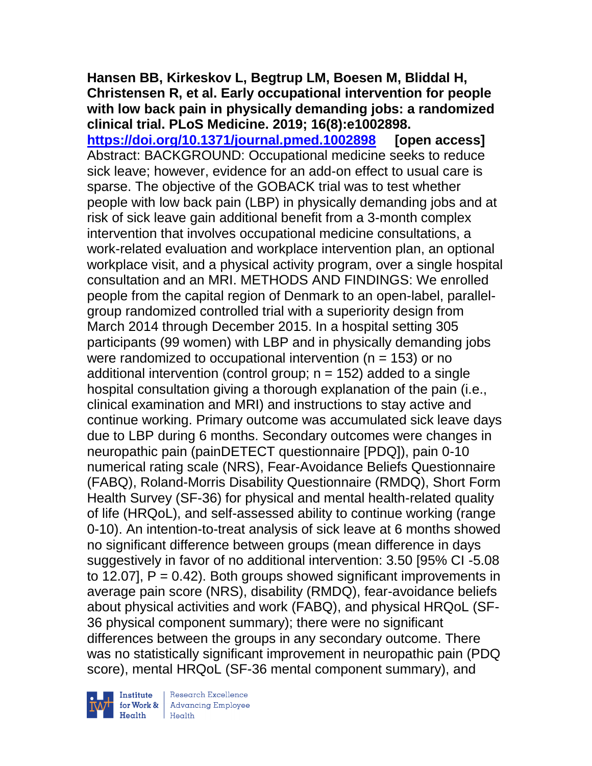**Hansen BB, Kirkeskov L, Begtrup LM, Boesen M, Bliddal H, Christensen R, et al. Early occupational intervention for people with low back pain in physically demanding jobs: a randomized clinical trial. PLoS Medicine. 2019; 16(8):e1002898.**
**https://doi.org/10.1371/journal.pmed.1002898** **[open access]**
Abstract: BACKGROUND: Occupational medicine seeks to reduce sick leave; however, evidence for an add-on effect to usual care is sparse. The objective of the GOBACK trial was to test whether people with low back pain (LBP) in physically demanding jobs and at risk of sick leave gain additional benefit from a 3-month complex intervention that involves occupational medicine consultations, a work-related evaluation and workplace intervention plan, an optional workplace visit, and a physical activity program, over a single hospital consultation and an MRI. METHODS AND FINDINGS: We enrolled people from the capital region of Denmark to an open-label, parallel-group randomized controlled trial with a superiority design from March 2014 through December 2015. In a hospital setting 305 participants (99 women) with LBP and in physically demanding jobs were randomized to occupational intervention (n = 153) or no additional intervention (control group; n = 152) added to a single hospital consultation giving a thorough explanation of the pain (i.e., clinical examination and MRI) and instructions to stay active and continue working. Primary outcome was accumulated sick leave days due to LBP during 6 months. Secondary outcomes were changes in neuropathic pain (painDETECT questionnaire [PDQ]), pain 0-10 numerical rating scale (NRS), Fear-Avoidance Beliefs Questionnaire (FABQ), Roland-Morris Disability Questionnaire (RMDQ), Short Form Health Survey (SF-36) for physical and mental health-related quality of life (HRQoL), and self-assessed ability to continue working (range 0-10). An intention-to-treat analysis of sick leave at 6 months showed no significant difference between groups (mean difference in days suggestively in favor of no additional intervention: 3.50 [95% CI -5.08 to 12.07], P = 0.42). Both groups showed significant improvements in average pain score (NRS), disability (RMDQ), fear-avoidance beliefs about physical activities and work (FABQ), and physical HRQoL (SF-36 physical component summary); there were no significant differences between the groups in any secondary outcome. There was no statistically significant improvement in neuropathic pain (PDQ score), mental HRQoL (SF-36 mental component summary), and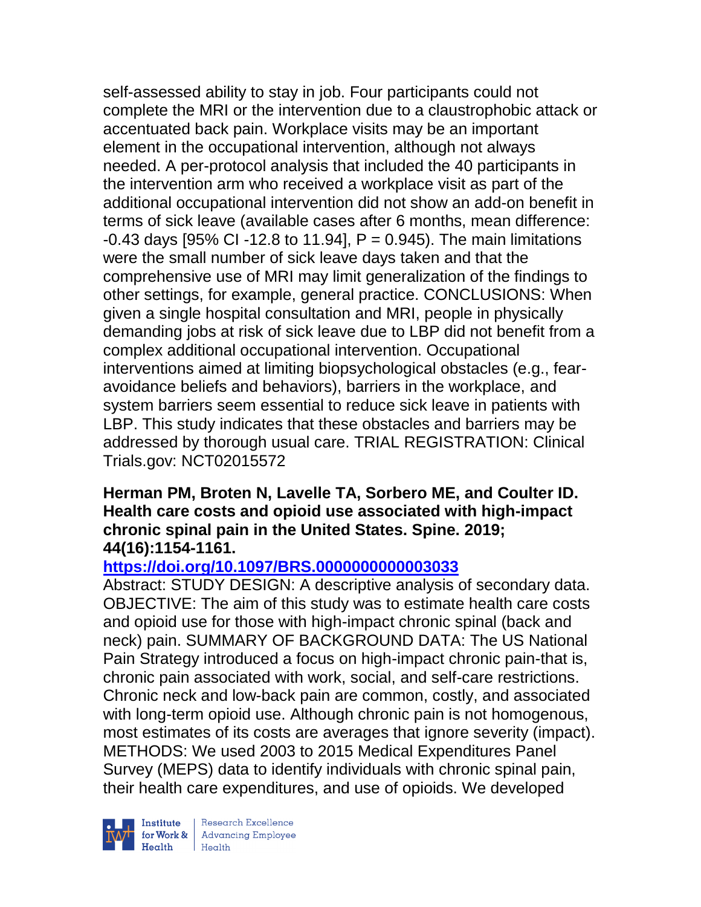self-assessed ability to stay in job. Four participants could not complete the MRI or the intervention due to a claustrophobic attack or accentuated back pain. Workplace visits may be an important element in the occupational intervention, although not always needed. A per-protocol analysis that included the 40 participants in the intervention arm who received a workplace visit as part of the additional occupational intervention did not show an add-on benefit in terms of sick leave (available cases after 6 months, mean difference: -0.43 days [95% CI -12.8 to 11.94], P = 0.945). The main limitations were the small number of sick leave days taken and that the comprehensive use of MRI may limit generalization of the findings to other settings, for example, general practice. CONCLUSIONS: When given a single hospital consultation and MRI, people in physically demanding jobs at risk of sick leave due to LBP did not benefit from a complex additional occupational intervention. Occupational interventions aimed at limiting biopsychological obstacles (e.g., fear-avoidance beliefs and behaviors), barriers in the workplace, and system barriers seem essential to reduce sick leave in patients with LBP. This study indicates that these obstacles and barriers may be addressed by thorough usual care. TRIAL REGISTRATION: Clinical Trials.gov: NCT02015572

**Herman PM, Broten N, Lavelle TA, Sorbero ME, and Coulter ID. Health care costs and opioid use associated with high-impact chronic spinal pain in the United States. Spine. 2019; 44(16):1154-1161.**

**https://doi.org/10.1097/BRS.0000000000003033**

Abstract: STUDY DESIGN: A descriptive analysis of secondary data. OBJECTIVE: The aim of this study was to estimate health care costs and opioid use for those with high-impact chronic spinal (back and neck) pain. SUMMARY OF BACKGROUND DATA: The US National Pain Strategy introduced a focus on high-impact chronic pain-that is, chronic pain associated with work, social, and self-care restrictions. Chronic neck and low-back pain are common, costly, and associated with long-term opioid use. Although chronic pain is not homogenous, most estimates of its costs are averages that ignore severity (impact). METHODS: We used 2003 to 2015 Medical Expenditures Panel Survey (MEPS) data to identify individuals with chronic spinal pain, their health care expenditures, and use of opioids. We developed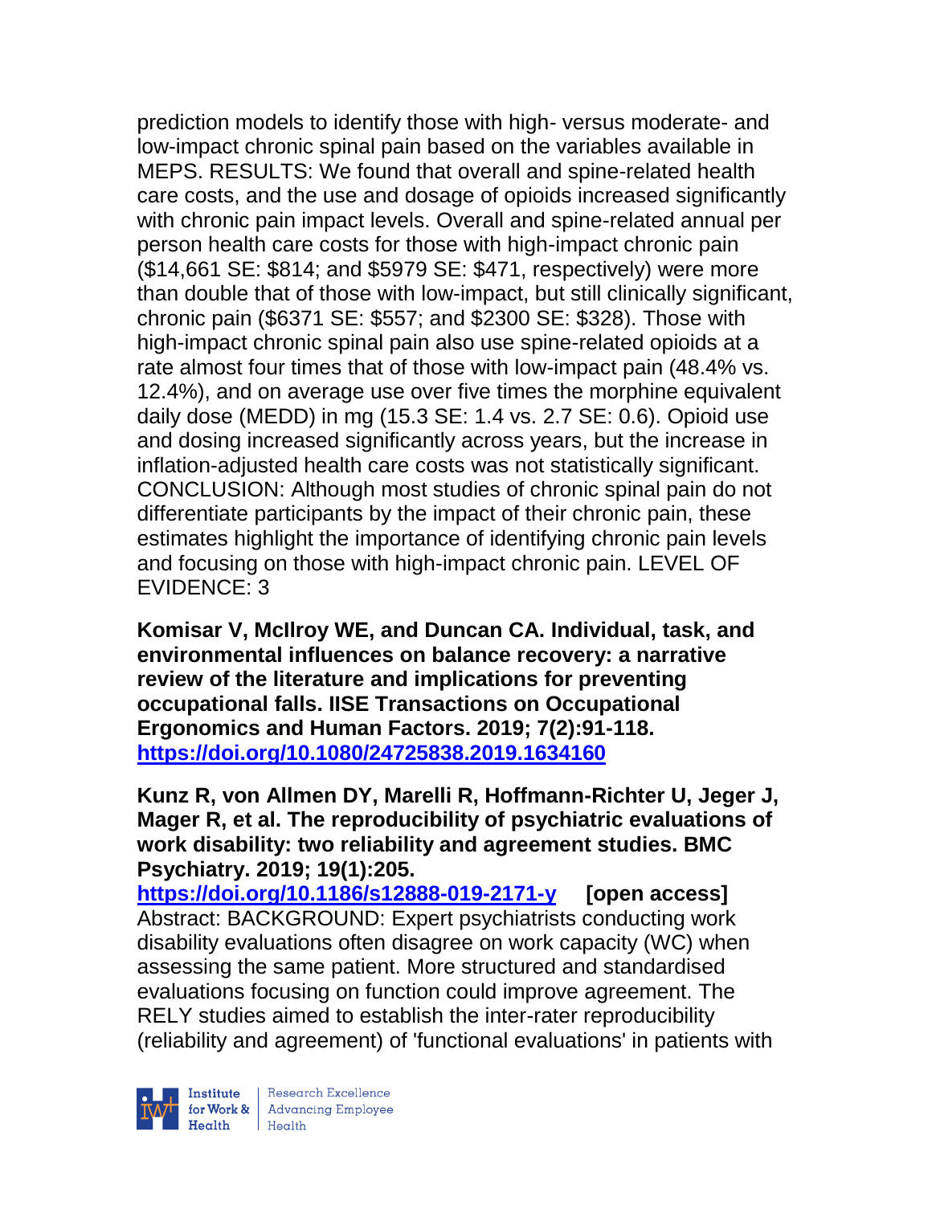prediction models to identify those with high- versus moderate- and low-impact chronic spinal pain based on the variables available in MEPS. RESULTS: We found that overall and spine-related health care costs, and the use and dosage of opioids increased significantly with chronic pain impact levels. Overall and spine-related annual per person health care costs for those with high-impact chronic pain ($14,661 SE: $814; and $5979 SE: $471, respectively) were more than double that of those with low-impact, but still clinically significant, chronic pain ($6371 SE: $557; and $2300 SE: $328). Those with high-impact chronic spinal pain also use spine-related opioids at a rate almost four times that of those with low-impact pain (48.4% vs. 12.4%), and on average use over five times the morphine equivalent daily dose (MEDD) in mg (15.3 SE: 1.4 vs. 2.7 SE: 0.6). Opioid use and dosing increased significantly across years, but the increase in inflation-adjusted health care costs was not statistically significant. CONCLUSION: Although most studies of chronic spinal pain do not differentiate participants by the impact of their chronic pain, these estimates highlight the importance of identifying chronic pain levels and focusing on those with high-impact chronic pain. LEVEL OF EVIDENCE: 3

**Komisar V, McIlroy WE, and Duncan CA. Individual, task, and environmental influences on balance recovery: a narrative review of the literature and implications for preventing occupational falls. IISE Transactions on Occupational Ergonomics and Human Factors. 2019; 7(2):91-118. https://doi.org/10.1080/24725838.2019.1634160**

**Kunz R, von Allmen DY, Marelli R, Hoffmann-Richter U, Jeger J, Mager R, et al. The reproducibility of psychiatric evaluations of work disability: two reliability and agreement studies. BMC Psychiatry. 2019; 19(1):205.**
**https://doi.org/10.1186/s12888-019-2171-y [open access]**
Abstract: BACKGROUND: Expert psychiatrists conducting work disability evaluations often disagree on work capacity (WC) when assessing the same patient. More structured and standardised evaluations focusing on function could improve agreement. The RELY studies aimed to establish the inter-rater reproducibility (reliability and agreement) of 'functional evaluations' in patients with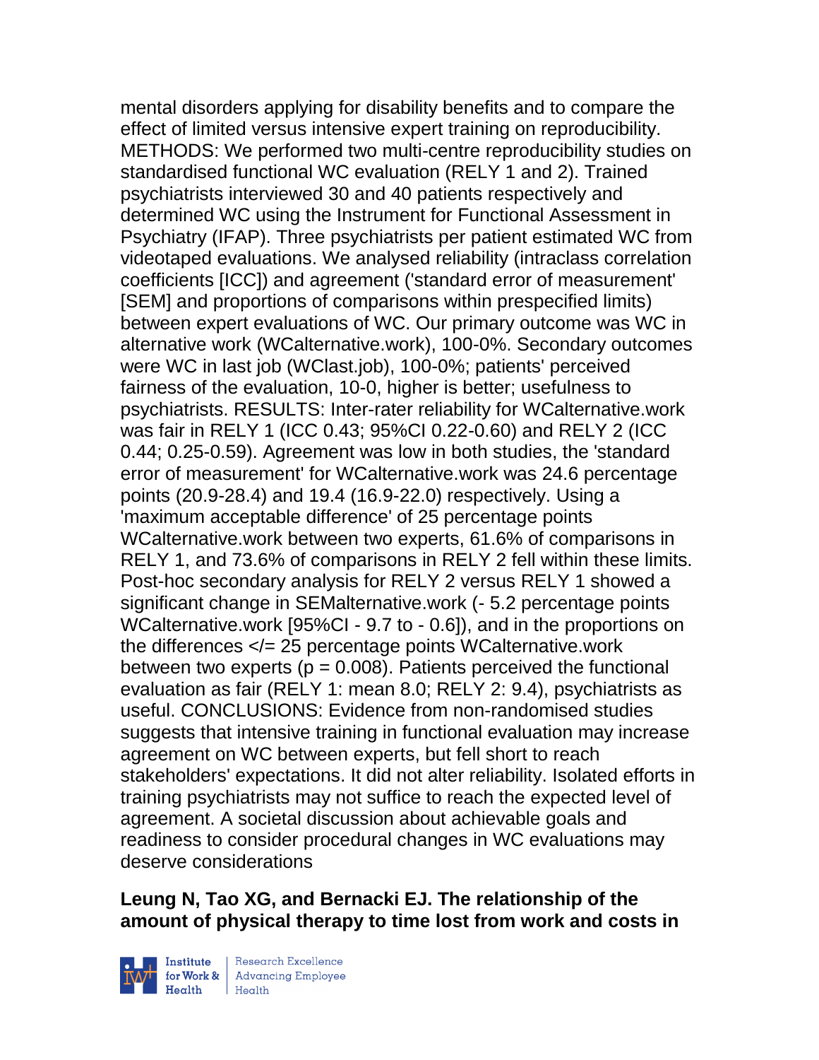mental disorders applying for disability benefits and to compare the effect of limited versus intensive expert training on reproducibility. METHODS: We performed two multi-centre reproducibility studies on standardised functional WC evaluation (RELY 1 and 2). Trained psychiatrists interviewed 30 and 40 patients respectively and determined WC using the Instrument for Functional Assessment in Psychiatry (IFAP). Three psychiatrists per patient estimated WC from videotaped evaluations. We analysed reliability (intraclass correlation coefficients [ICC]) and agreement ('standard error of measurement' [SEM] and proportions of comparisons within prespecified limits) between expert evaluations of WC. Our primary outcome was WC in alternative work (WCalternative.work), 100-0%. Secondary outcomes were WC in last job (WClast.job), 100-0%; patients' perceived fairness of the evaluation, 10-0, higher is better; usefulness to psychiatrists. RESULTS: Inter-rater reliability for WCalternative.work was fair in RELY 1 (ICC 0.43; 95%CI 0.22-0.60) and RELY 2 (ICC 0.44; 0.25-0.59). Agreement was low in both studies, the 'standard error of measurement' for WCalternative.work was 24.6 percentage points (20.9-28.4) and 19.4 (16.9-22.0) respectively. Using a 'maximum acceptable difference' of 25 percentage points WCalternative.work between two experts, 61.6% of comparisons in RELY 1, and 73.6% of comparisons in RELY 2 fell within these limits. Post-hoc secondary analysis for RELY 2 versus RELY 1 showed a significant change in SEMalternative.work (- 5.2 percentage points WCalternative.work [95%CI - 9.7 to - 0.6]), and in the proportions on the differences </= 25 percentage points WCalternative.work between two experts ($p = 0.008$). Patients perceived the functional evaluation as fair (RELY 1: mean 8.0; RELY 2: 9.4), psychiatrists as useful. CONCLUSIONS: Evidence from non-randomised studies suggests that intensive training in functional evaluation may increase agreement on WC between experts, but fell short to reach stakeholders' expectations. It did not alter reliability. Isolated efforts in training psychiatrists may not suffice to reach the expected level of agreement. A societal discussion about achievable goals and readiness to consider procedural changes in WC evaluations may deserve considerations

**Leung N, Tao XG, and Bernacki EJ. The relationship of the amount of physical therapy to time lost from work and costs in**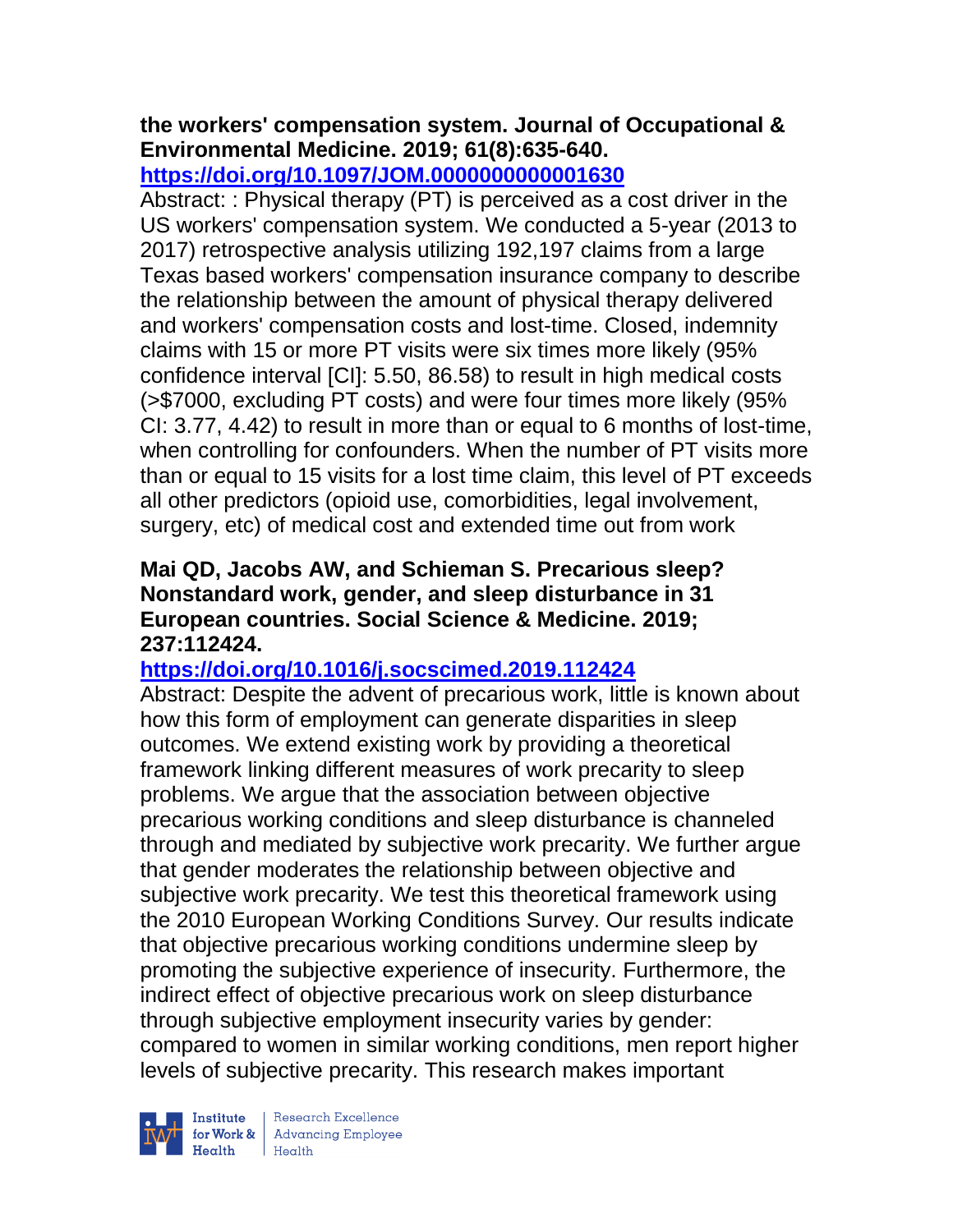**the workers' compensation system. Journal of Occupational & Environmental Medicine. 2019; 61(8):635-640.**
**https://doi.org/10.1097/JOM.0000000000001630**

Abstract: : Physical therapy (PT) is perceived as a cost driver in the US workers' compensation system. We conducted a 5-year (2013 to 2017) retrospective analysis utilizing 192,197 claims from a large Texas based workers' compensation insurance company to describe the relationship between the amount of physical therapy delivered and workers' compensation costs and lost-time. Closed, indemnity claims with 15 or more PT visits were six times more likely (95% confidence interval [CI]: 5.50, 86.58) to result in high medical costs (>$7000, excluding PT costs) and were four times more likely (95% CI: 3.77, 4.42) to result in more than or equal to 6 months of lost-time, when controlling for confounders. When the number of PT visits more than or equal to 15 visits for a lost time claim, this level of PT exceeds all other predictors (opioid use, comorbidities, legal involvement, surgery, etc) of medical cost and extended time out from work

**Mai QD, Jacobs AW, and Schieman S. Precarious sleep? Nonstandard work, gender, and sleep disturbance in 31 European countries. Social Science & Medicine. 2019; 237:112424.**
**https://doi.org/10.1016/j.socscimed.2019.112424**

Abstract: Despite the advent of precarious work, little is known about how this form of employment can generate disparities in sleep outcomes. We extend existing work by providing a theoretical framework linking different measures of work precarity to sleep problems. We argue that the association between objective precarious working conditions and sleep disturbance is channeled through and mediated by subjective work precarity. We further argue that gender moderates the relationship between objective and subjective work precarity. We test this theoretical framework using the 2010 European Working Conditions Survey. Our results indicate that objective precarious working conditions undermine sleep by promoting the subjective experience of insecurity. Furthermore, the indirect effect of objective precarious work on sleep disturbance through subjective employment insecurity varies by gender: compared to women in similar working conditions, men report higher levels of subjective precarity. This research makes important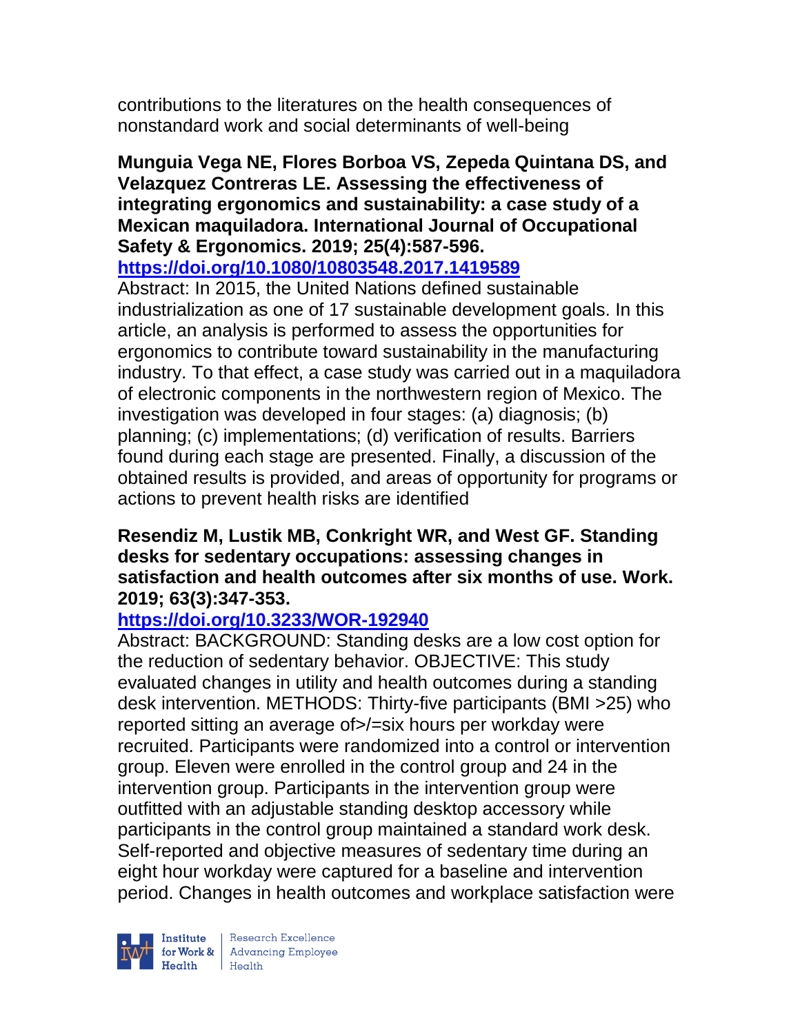contributions to the literatures on the health consequences of nonstandard work and social determinants of well-being

**Munguia Vega NE, Flores Borboa VS, Zepeda Quintana DS, and Velazquez Contreras LE. Assessing the effectiveness of integrating ergonomics and sustainability: a case study of a Mexican maquiladora. International Journal of Occupational Safety & Ergonomics. 2019; 25(4):587-596.**
**https://doi.org/10.1080/10803548.2017.1419589**

Abstract: In 2015, the United Nations defined sustainable industrialization as one of 17 sustainable development goals. In this article, an analysis is performed to assess the opportunities for ergonomics to contribute toward sustainability in the manufacturing industry. To that effect, a case study was carried out in a maquiladora of electronic components in the northwestern region of Mexico. The investigation was developed in four stages: (a) diagnosis; (b) planning; (c) implementations; (d) verification of results. Barriers found during each stage are presented. Finally, a discussion of the obtained results is provided, and areas of opportunity for programs or actions to prevent health risks are identified

**Resendiz M, Lustik MB, Conkright WR, and West GF. Standing desks for sedentary occupations: assessing changes in satisfaction and health outcomes after six months of use. Work. 2019; 63(3):347-353.**
**https://doi.org/10.3233/WOR-192940**

Abstract: BACKGROUND: Standing desks are a low cost option for the reduction of sedentary behavior. OBJECTIVE: This study evaluated changes in utility and health outcomes during a standing desk intervention. METHODS: Thirty-five participants (BMI >25) who reported sitting an average of>/=six hours per workday were recruited. Participants were randomized into a control or intervention group. Eleven were enrolled in the control group and 24 in the intervention group. Participants in the intervention group were outfitted with an adjustable standing desktop accessory while participants in the control group maintained a standard work desk. Self-reported and objective measures of sedentary time during an eight hour workday were captured for a baseline and intervention period. Changes in health outcomes and workplace satisfaction were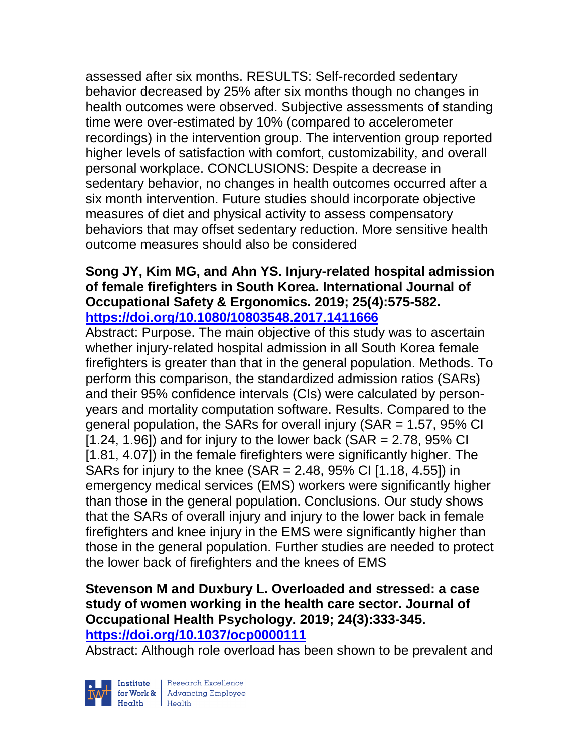assessed after six months. RESULTS: Self-recorded sedentary behavior decreased by 25% after six months though no changes in health outcomes were observed. Subjective assessments of standing time were over-estimated by 10% (compared to accelerometer recordings) in the intervention group. The intervention group reported higher levels of satisfaction with comfort, customizability, and overall personal workplace. CONCLUSIONS: Despite a decrease in sedentary behavior, no changes in health outcomes occurred after a six month intervention. Future studies should incorporate objective measures of diet and physical activity to assess compensatory behaviors that may offset sedentary reduction. More sensitive health outcome measures should also be considered

**Song JY, Kim MG, and Ahn YS. Injury-related hospital admission of female firefighters in South Korea. International Journal of Occupational Safety & Ergonomics. 2019; 25(4):575-582. https://doi.org/10.1080/10803548.2017.1411666**

Abstract: Purpose. The main objective of this study was to ascertain whether injury-related hospital admission in all South Korea female firefighters is greater than that in the general population. Methods. To perform this comparison, the standardized admission ratios (SARs) and their 95% confidence intervals (CIs) were calculated by person-years and mortality computation software. Results. Compared to the general population, the SARs for overall injury (SAR = 1.57, 95% CI [1.24, 1.96]) and for injury to the lower back (SAR = 2.78, 95% CI [1.81, 4.07]) in the female firefighters were significantly higher. The SARs for injury to the knee (SAR = 2.48, 95% CI [1.18, 4.55]) in emergency medical services (EMS) workers were significantly higher than those in the general population. Conclusions. Our study shows that the SARs of overall injury and injury to the lower back in female firefighters and knee injury in the EMS were significantly higher than those in the general population. Further studies are needed to protect the lower back of firefighters and the knees of EMS

**Stevenson M and Duxbury L. Overloaded and stressed: a case study of women working in the health care sector. Journal of Occupational Health Psychology. 2019; 24(3):333-345. https://doi.org/10.1037/ocp0000111**

Abstract: Although role overload has been shown to be prevalent and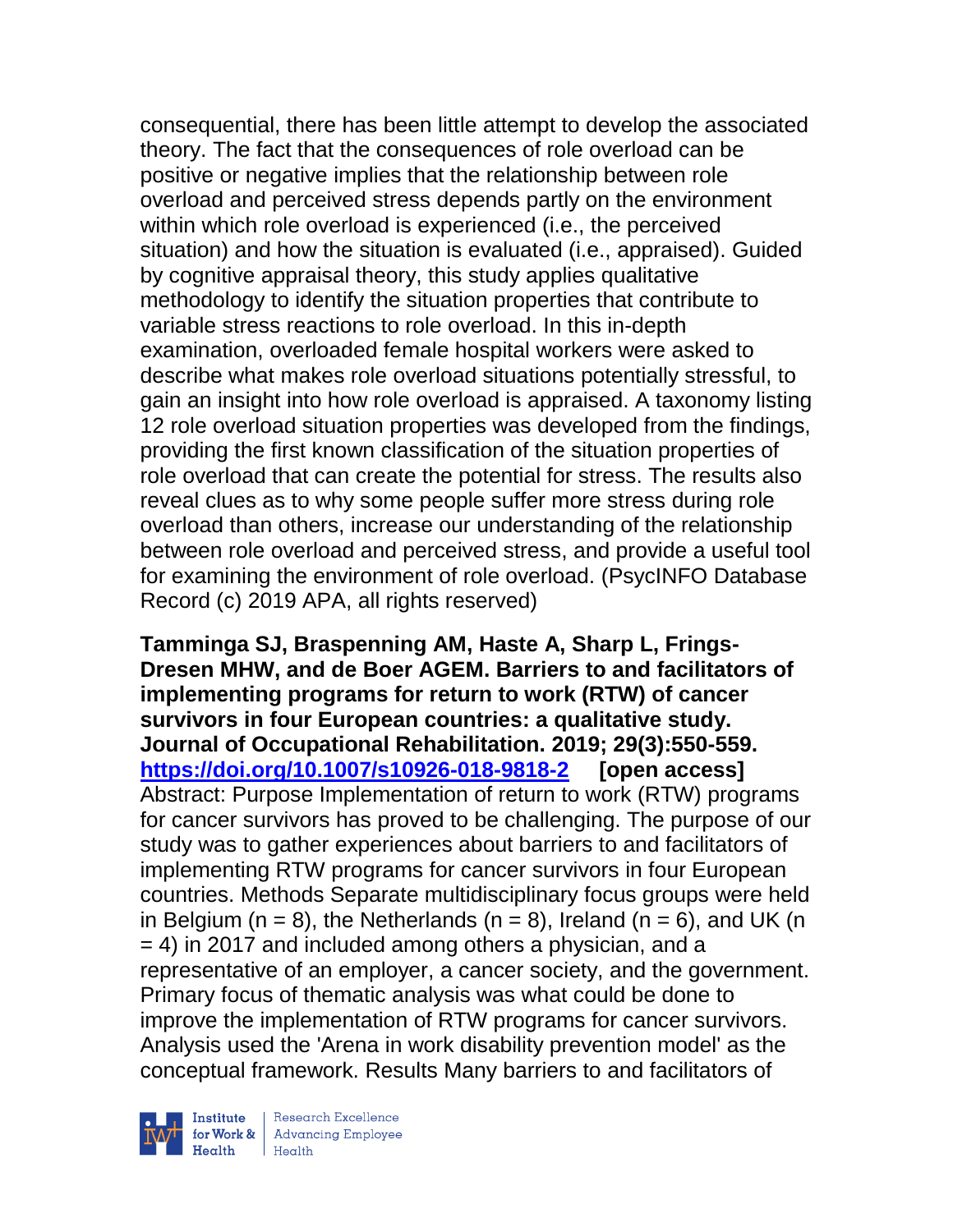consequential, there has been little attempt to develop the associated theory. The fact that the consequences of role overload can be positive or negative implies that the relationship between role overload and perceived stress depends partly on the environment within which role overload is experienced (i.e., the perceived situation) and how the situation is evaluated (i.e., appraised). Guided by cognitive appraisal theory, this study applies qualitative methodology to identify the situation properties that contribute to variable stress reactions to role overload. In this in-depth examination, overloaded female hospital workers were asked to describe what makes role overload situations potentially stressful, to gain an insight into how role overload is appraised. A taxonomy listing 12 role overload situation properties was developed from the findings, providing the first known classification of the situation properties of role overload that can create the potential for stress. The results also reveal clues as to why some people suffer more stress during role overload than others, increase our understanding of the relationship between role overload and perceived stress, and provide a useful tool for examining the environment of role overload. (PsycINFO Database Record (c) 2019 APA, all rights reserved)

**Tamminga SJ, Braspenning AM, Haste A, Sharp L, Frings-Dresen MHW, and de Boer AGEM. Barriers to and facilitators of implementing programs for return to work (RTW) of cancer survivors in four European countries: a qualitative study. Journal of Occupational Rehabilitation. 2019; 29(3):550-559. https://doi.org/10.1007/s10926-018-9818-2 [open access]**
Abstract: Purpose Implementation of return to work (RTW) programs for cancer survivors has proved to be challenging. The purpose of our study was to gather experiences about barriers to and facilitators of implementing RTW programs for cancer survivors in four European countries. Methods Separate multidisciplinary focus groups were held in Belgium (n = 8), the Netherlands (n = 8), Ireland (n = 6), and UK (n = 4) in 2017 and included among others a physician, and a representative of an employer, a cancer society, and the government. Primary focus of thematic analysis was what could be done to improve the implementation of RTW programs for cancer survivors. Analysis used the 'Arena in work disability prevention model' as the conceptual framework. Results Many barriers to and facilitators of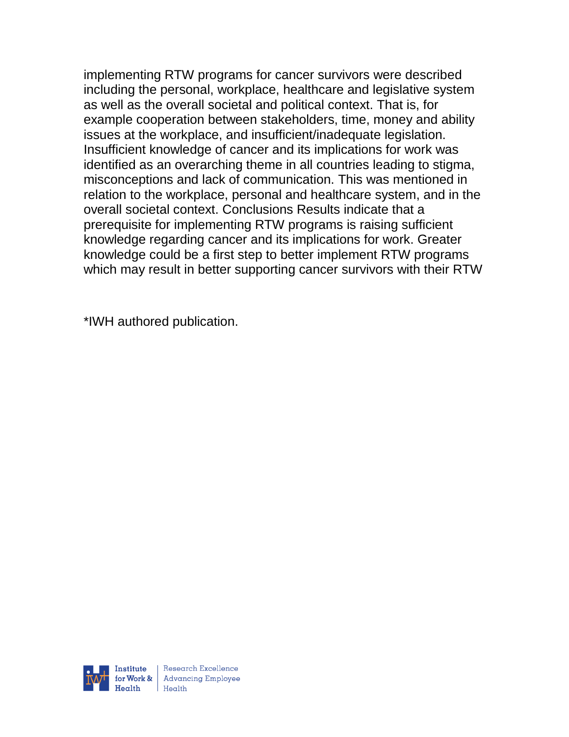implementing RTW programs for cancer survivors were described including the personal, workplace, healthcare and legislative system as well as the overall societal and political context. That is, for example cooperation between stakeholders, time, money and ability issues at the workplace, and insufficient/inadequate legislation. Insufficient knowledge of cancer and its implications for work was identified as an overarching theme in all countries leading to stigma, misconceptions and lack of communication. This was mentioned in relation to the workplace, personal and healthcare system, and in the overall societal context. Conclusions Results indicate that a prerequisite for implementing RTW programs is raising sufficient knowledge regarding cancer and its implications for work. Greater knowledge could be a first step to better implement RTW programs which may result in better supporting cancer survivors with their RTW

*IWH authored publication.